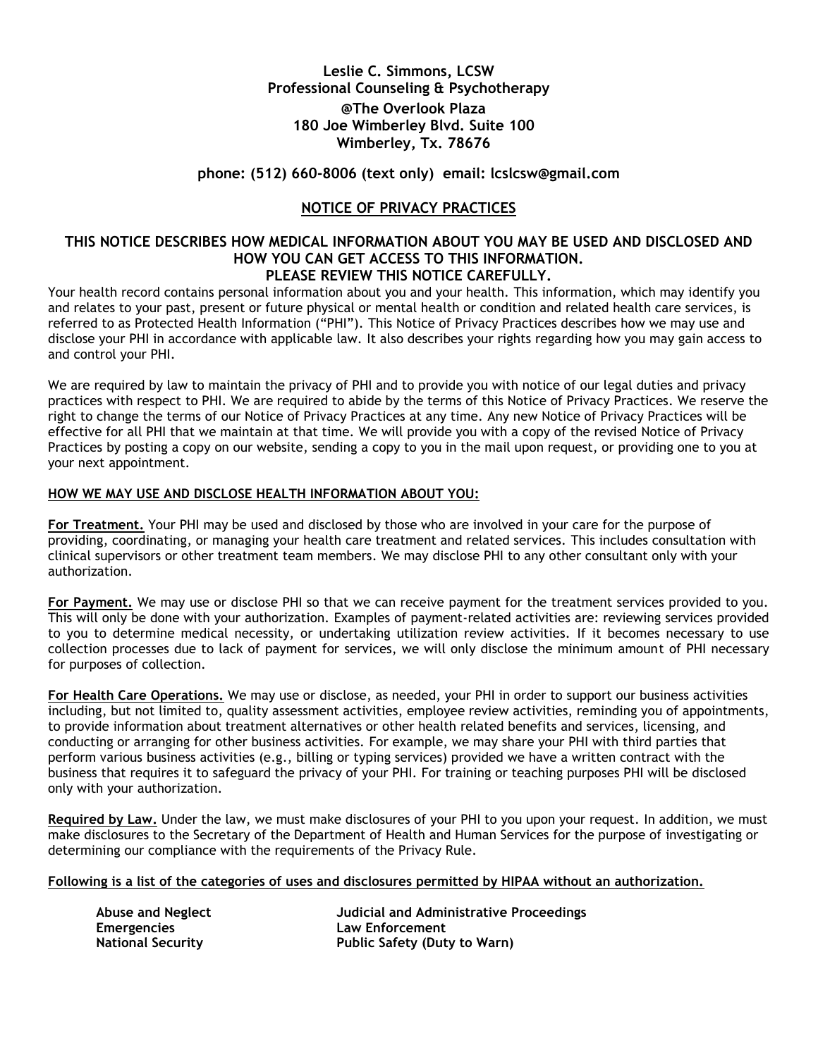**Leslie C. Simmons, LCSW**
**Professional Counseling & Psychotherapy**
**@The Overlook Plaza**
**180 Joe Wimberley Blvd. Suite 100**
**Wimberley, Tx. 78676**

**phone: (512) 660-8006 (text only) email: lcslcsw@gmail.com**

# NOTICE OF PRIVACY PRACTICES

## THIS NOTICE DESCRIBES HOW MEDICAL INFORMATION ABOUT YOU MAY BE USED AND DISCLOSED AND HOW YOU CAN GET ACCESS TO THIS INFORMATION. PLEASE REVIEW THIS NOTICE CAREFULLY.

Your health record contains personal information about you and your health. This information, which may identify you and relates to your past, present or future physical or mental health or condition and related health care services, is referred to as Protected Health Information ("PHI"). This Notice of Privacy Practices describes how we may use and disclose your PHI in accordance with applicable law. It also describes your rights regarding how you may gain access to and control your PHI.

We are required by law to maintain the privacy of PHI and to provide you with notice of our legal duties and privacy practices with respect to PHI. We are required to abide by the terms of this Notice of Privacy Practices. We reserve the right to change the terms of our Notice of Privacy Practices at any time. Any new Notice of Privacy Practices will be effective for all PHI that we maintain at that time. We will provide you with a copy of the revised Notice of Privacy Practices by posting a copy on our website, sending a copy to you in the mail upon request, or providing one to you at your next appointment.

### HOW WE MAY USE AND DISCLOSE HEALTH INFORMATION ABOUT YOU:

**For Treatment.** Your PHI may be used and disclosed by those who are involved in your care for the purpose of providing, coordinating, or managing your health care treatment and related services. This includes consultation with clinical supervisors or other treatment team members. We may disclose PHI to any other consultant only with your authorization.

**For Payment.** We may use or disclose PHI so that we can receive payment for the treatment services provided to you. This will only be done with your authorization. Examples of payment-related activities are: reviewing services provided to you to determine medical necessity, or undertaking utilization review activities. If it becomes necessary to use collection processes due to lack of payment for services, we will only disclose the minimum amount of PHI necessary for purposes of collection.

**For Health Care Operations.** We may use or disclose, as needed, your PHI in order to support our business activities including, but not limited to, quality assessment activities, employee review activities, reminding you of appointments, to provide information about treatment alternatives or other health related benefits and services, licensing, and conducting or arranging for other business activities. For example, we may share your PHI with third parties that perform various business activities (e.g., billing or typing services) provided we have a written contract with the business that requires it to safeguard the privacy of your PHI. For training or teaching purposes PHI will be disclosed only with your authorization.

**Required by Law.** Under the law, we must make disclosures of your PHI to you upon your request. In addition, we must make disclosures to the Secretary of the Department of Health and Human Services for the purpose of investigating or determining our compliance with the requirements of the Privacy Rule.

**Following is a list of the categories of uses and disclosures permitted by HIPAA without an authorization.**

- **Abuse and Neglect**
- **Emergencies**
- **National Security**
- **Judicial and Administrative Proceedings**
- **Law Enforcement**
- **Public Safety (Duty to Warn)**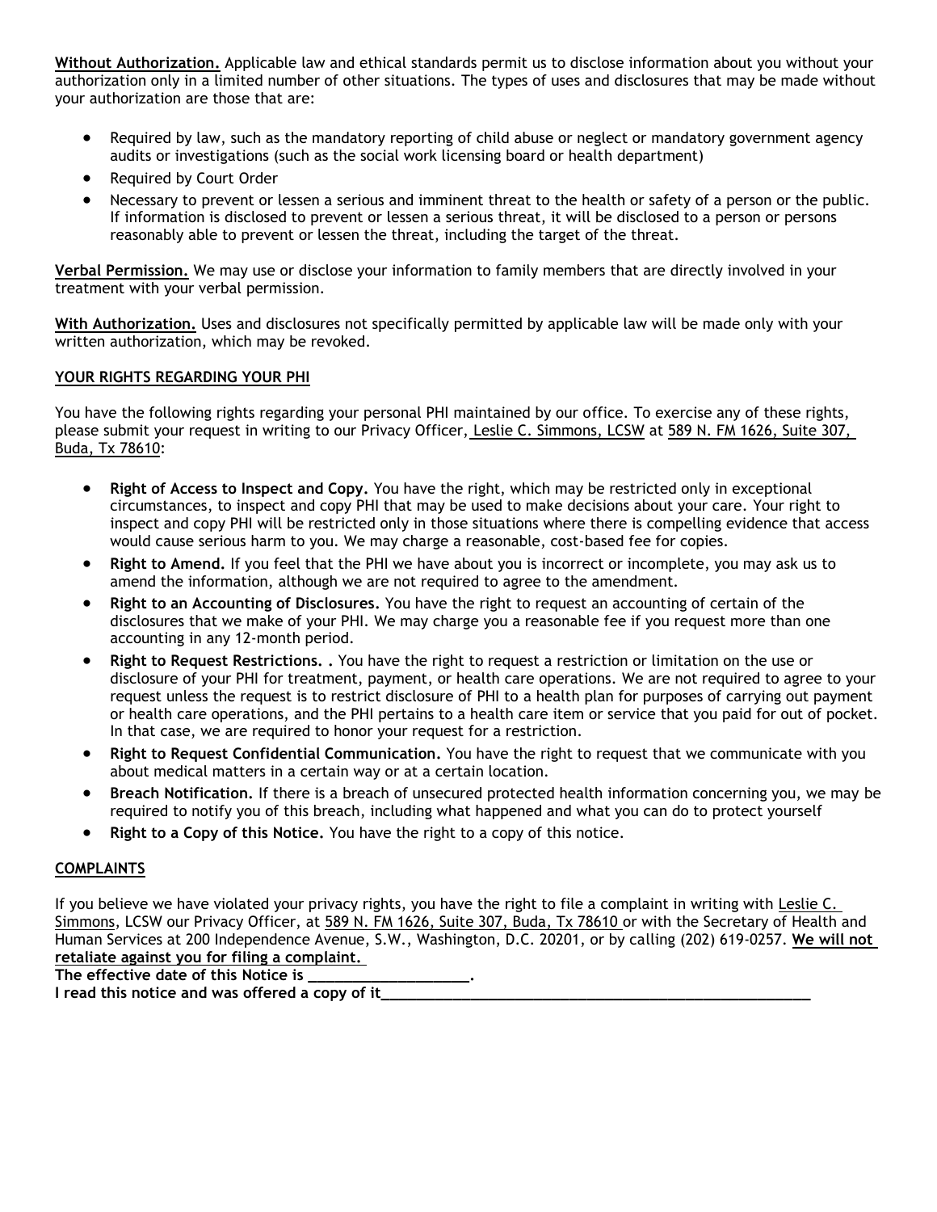**Without Authorization.** Applicable law and ethical standards permit us to disclose information about you without your authorization only in a limited number of other situations. The types of uses and disclosures that may be made without your authorization are those that are:

- Required by law, such as the mandatory reporting of child abuse or neglect or mandatory government agency audits or investigations (such as the social work licensing board or health department)
- Required by Court Order
- Necessary to prevent or lessen a serious and imminent threat to the health or safety of a person or the public. If information is disclosed to prevent or lessen a serious threat, it will be disclosed to a person or persons reasonably able to prevent or lessen the threat, including the target of the threat.

**Verbal Permission.** We may use or disclose your information to family members that are directly involved in your treatment with your verbal permission.

**With Authorization.** Uses and disclosures not specifically permitted by applicable law will be made only with your written authorization, which may be revoked.

**YOUR RIGHTS REGARDING YOUR PHI**

You have the following rights regarding your personal PHI maintained by our office. To exercise any of these rights, please submit your request in writing to our Privacy Officer, Leslie C. Simmons, LCSW at 589 N. FM 1626, Suite 307, Buda, Tx 78610:

- **Right of Access to Inspect and Copy.** You have the right, which may be restricted only in exceptional circumstances, to inspect and copy PHI that may be used to make decisions about your care. Your right to inspect and copy PHI will be restricted only in those situations where there is compelling evidence that access would cause serious harm to you. We may charge a reasonable, cost-based fee for copies.
- **Right to Amend.** If you feel that the PHI we have about you is incorrect or incomplete, you may ask us to amend the information, although we are not required to agree to the amendment.
- **Right to an Accounting of Disclosures.** You have the right to request an accounting of certain of the disclosures that we make of your PHI. We may charge you a reasonable fee if you request more than one accounting in any 12-month period.
- **Right to Request Restrictions. .** You have the right to request a restriction or limitation on the use or disclosure of your PHI for treatment, payment, or health care operations. We are not required to agree to your request unless the request is to restrict disclosure of PHI to a health plan for purposes of carrying out payment or health care operations, and the PHI pertains to a health care item or service that you paid for out of pocket. In that case, we are required to honor your request for a restriction.
- **Right to Request Confidential Communication.** You have the right to request that we communicate with you about medical matters in a certain way or at a certain location.
- **Breach Notification.** If there is a breach of unsecured protected health information concerning you, we may be required to notify you of this breach, including what happened and what you can do to protect yourself
- **Right to a Copy of this Notice.** You have the right to a copy of this notice.

**COMPLAINTS**

If you believe we have violated your privacy rights, you have the right to file a complaint in writing with Leslie C. Simmons, LCSW our Privacy Officer, at 589 N. FM 1626, Suite 307, Buda, Tx 78610 or with the Secretary of Health and Human Services at 200 Independence Avenue, S.W., Washington, D.C. 20201, or by calling (202) 619-0257. **We will not retaliate against you for filing a complaint.**

**The effective date of this Notice is ____________________.**

**I read this notice and was offered a copy of it________________________________________________________**